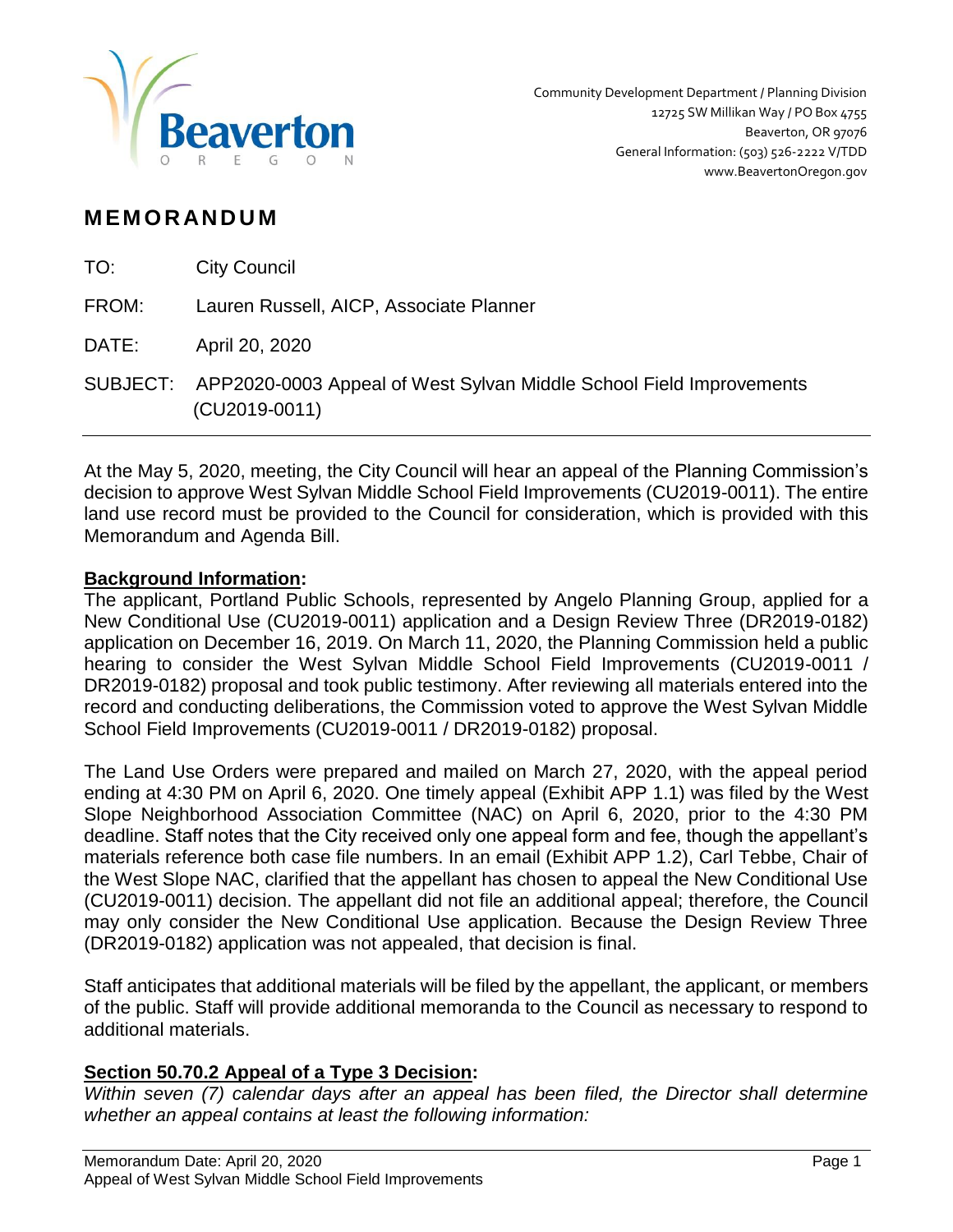Beaverton
OREGON

Community Development Department / Planning Division
12725 SW Millikan Way / PO Box 4755
Beaverton, OR 97076
General Information: (503) 526-2222 V/TDD
www.BeavertonOregon.gov

# MEMORANDUM

TO: City Council

FROM: Lauren Russell, AICP, Associate Planner

DATE: April 20, 2020

SUBJECT: APP2020-0003 Appeal of West Sylvan Middle School Field Improvements (CU2019-0011)

---

At the May 5, 2020, meeting, the City Council will hear an appeal of the Planning Commission's decision to approve West Sylvan Middle School Field Improvements (CU2019-0011). The entire land use record must be provided to the Council for consideration, which is provided with this Memorandum and Agenda Bill.

**Background Information:**

The applicant, Portland Public Schools, represented by Angelo Planning Group, applied for a New Conditional Use (CU2019-0011) application and a Design Review Three (DR2019-0182) application on December 16, 2019. On March 11, 2020, the Planning Commission held a public hearing to consider the West Sylvan Middle School Field Improvements (CU2019-0011 / DR2019-0182) proposal and took public testimony. After reviewing all materials entered into the record and conducting deliberations, the Commission voted to approve the West Sylvan Middle School Field Improvements (CU2019-0011 / DR2019-0182) proposal.

The Land Use Orders were prepared and mailed on March 27, 2020, with the appeal period ending at 4:30 PM on April 6, 2020. One timely appeal (Exhibit APP 1.1) was filed by the West Slope Neighborhood Association Committee (NAC) on April 6, 2020, prior to the 4:30 PM deadline. Staff notes that the City received only one appeal form and fee, though the appellant's materials reference both case file numbers. In an email (Exhibit APP 1.2), Carl Tebbe, Chair of the West Slope NAC, clarified that the appellant has chosen to appeal the New Conditional Use (CU2019-0011) decision. The appellant did not file an additional appeal; therefore, the Council may only consider the New Conditional Use application. Because the Design Review Three (DR2019-0182) application was not appealed, that decision is final.

Staff anticipates that additional materials will be filed by the appellant, the applicant, or members of the public. Staff will provide additional memoranda to the Council as necessary to respond to additional materials.

**Section 50.70.2 Appeal of a Type 3 Decision:**

*Within seven (7) calendar days after an appeal has been filed, the Director shall determine whether an appeal contains at least the following information:*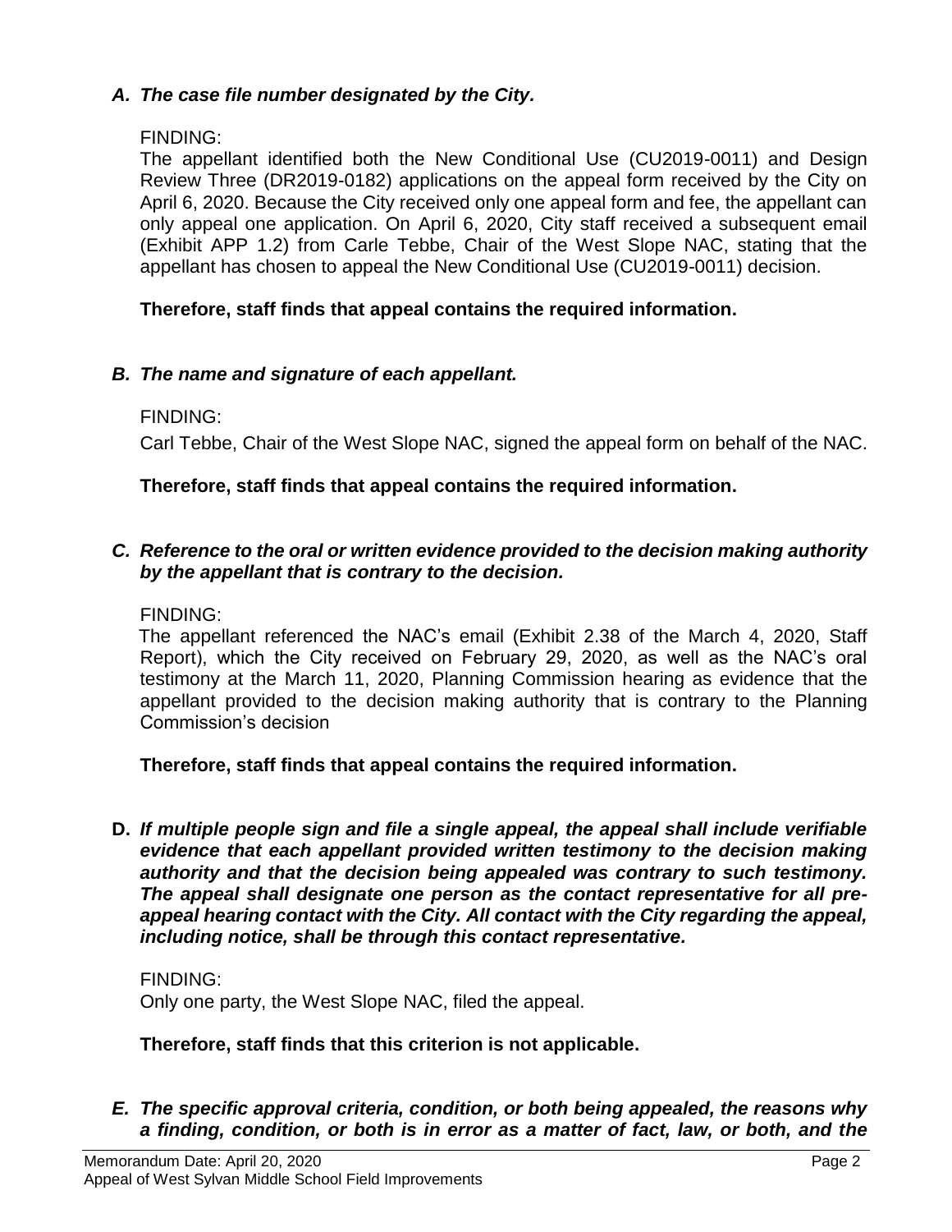*A. The case file number designated by the City.*

FINDING:

The appellant identified both the New Conditional Use (CU2019-0011) and Design Review Three (DR2019-0182) applications on the appeal form received by the City on April 6, 2020. Because the City received only one appeal form and fee, the appellant can only appeal one application. On April 6, 2020, City staff received a subsequent email (Exhibit APP 1.2) from Carle Tebbe, Chair of the West Slope NAC, stating that the appellant has chosen to appeal the New Conditional Use (CU2019-0011) decision.

**Therefore, staff finds that appeal contains the required information.**

*B. The name and signature of each appellant.*

FINDING:

Carl Tebbe, Chair of the West Slope NAC, signed the appeal form on behalf of the NAC.

**Therefore, staff finds that appeal contains the required information.**

*C. Reference to the oral or written evidence provided to the decision making authority by the appellant that is contrary to the decision.*

FINDING:

The appellant referenced the NAC's email (Exhibit 2.38 of the March 4, 2020, Staff Report), which the City received on February 29, 2020, as well as the NAC's oral testimony at the March 11, 2020, Planning Commission hearing as evidence that the appellant provided to the decision making authority that is contrary to the Planning Commission's decision

**Therefore, staff finds that appeal contains the required information.**

**D.** ***If multiple people sign and file a single appeal, the appeal shall include verifiable evidence that each appellant provided written testimony to the decision making authority and that the decision being appealed was contrary to such testimony. The appeal shall designate one person as the contact representative for all pre-appeal hearing contact with the City. All contact with the City regarding the appeal, including notice, shall be through this contact representative.***

FINDING:

Only one party, the West Slope NAC, filed the appeal.

**Therefore, staff finds that this criterion is not applicable.**

***E. The specific approval criteria, condition, or both being appealed, the reasons why a finding, condition, or both is in error as a matter of fact, law, or both, and the***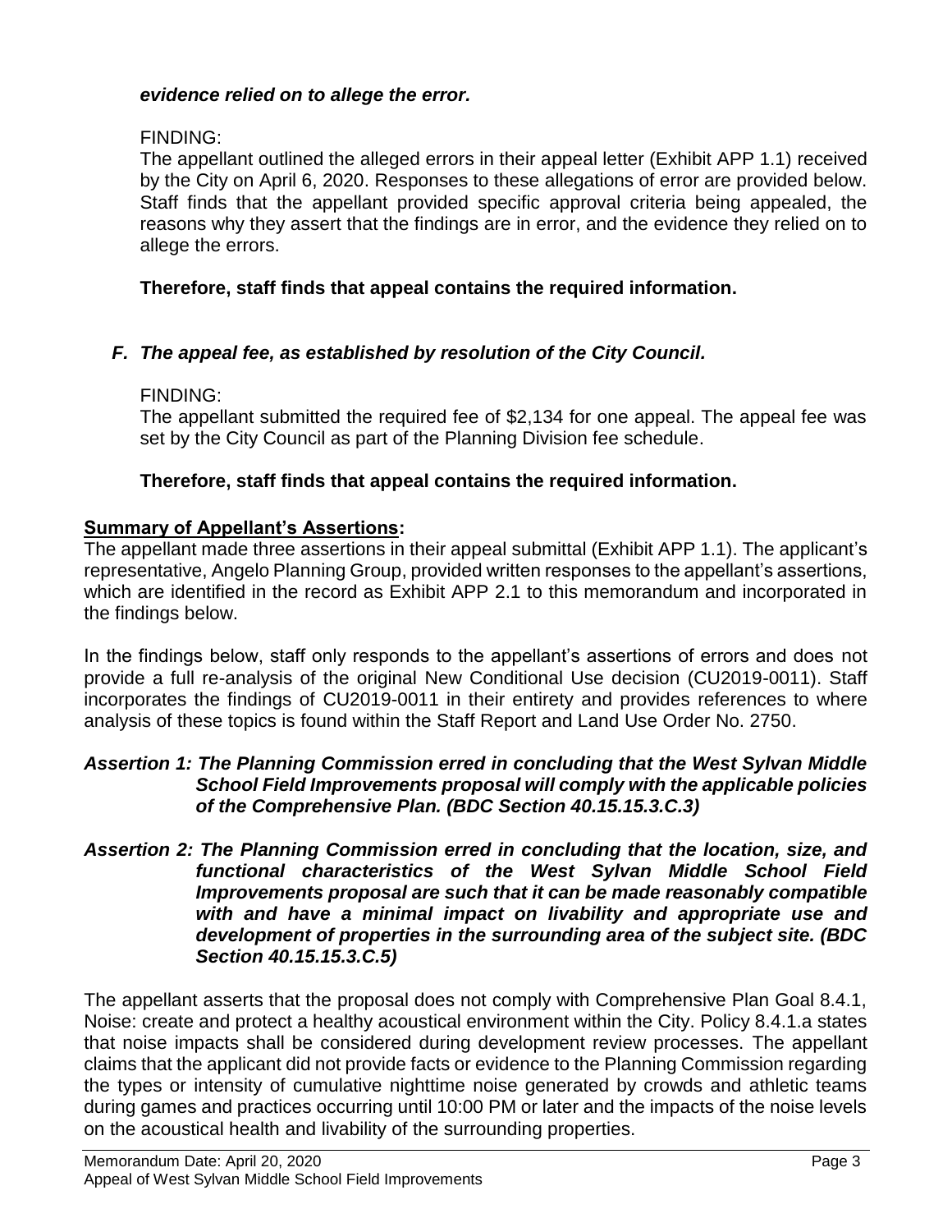***evidence relied on to allege the error.***

FINDING:
The appellant outlined the alleged errors in their appeal letter (Exhibit APP 1.1) received by the City on April 6, 2020. Responses to these allegations of error are provided below. Staff finds that the appellant provided specific approval criteria being appealed, the reasons why they assert that the findings are in error, and the evidence they relied on to allege the errors.

**Therefore, staff finds that appeal contains the required information.**

***F. The appeal fee, as established by resolution of the City Council.***

FINDING:
The appellant submitted the required fee of $2,134 for one appeal. The appeal fee was set by the City Council as part of the Planning Division fee schedule.

**Therefore, staff finds that appeal contains the required information.**

**Summary of Appellant's Assertions:**

The appellant made three assertions in their appeal submittal (Exhibit APP 1.1). The applicant's representative, Angelo Planning Group, provided written responses to the appellant's assertions, which are identified in the record as Exhibit APP 2.1 to this memorandum and incorporated in the findings below.

In the findings below, staff only responds to the appellant's assertions of errors and does not provide a full re-analysis of the original New Conditional Use decision (CU2019-0011). Staff incorporates the findings of CU2019-0011 in their entirety and provides references to where analysis of these topics is found within the Staff Report and Land Use Order No. 2750.

***Assertion 1: The Planning Commission erred in concluding that the West Sylvan Middle School Field Improvements proposal will comply with the applicable policies of the Comprehensive Plan. (BDC Section 40.15.15.3.C.3)***

***Assertion 2: The Planning Commission erred in concluding that the location, size, and functional characteristics of the West Sylvan Middle School Field Improvements proposal are such that it can be made reasonably compatible with and have a minimal impact on livability and appropriate use and development of properties in the surrounding area of the subject site. (BDC Section 40.15.15.3.C.5)***

The appellant asserts that the proposal does not comply with Comprehensive Plan Goal 8.4.1, Noise: create and protect a healthy acoustical environment within the City. Policy 8.4.1.a states that noise impacts shall be considered during development review processes. The appellant claims that the applicant did not provide facts or evidence to the Planning Commission regarding the types or intensity of cumulative nighttime noise generated by crowds and athletic teams during games and practices occurring until 10:00 PM or later and the impacts of the noise levels on the acoustical health and livability of the surrounding properties.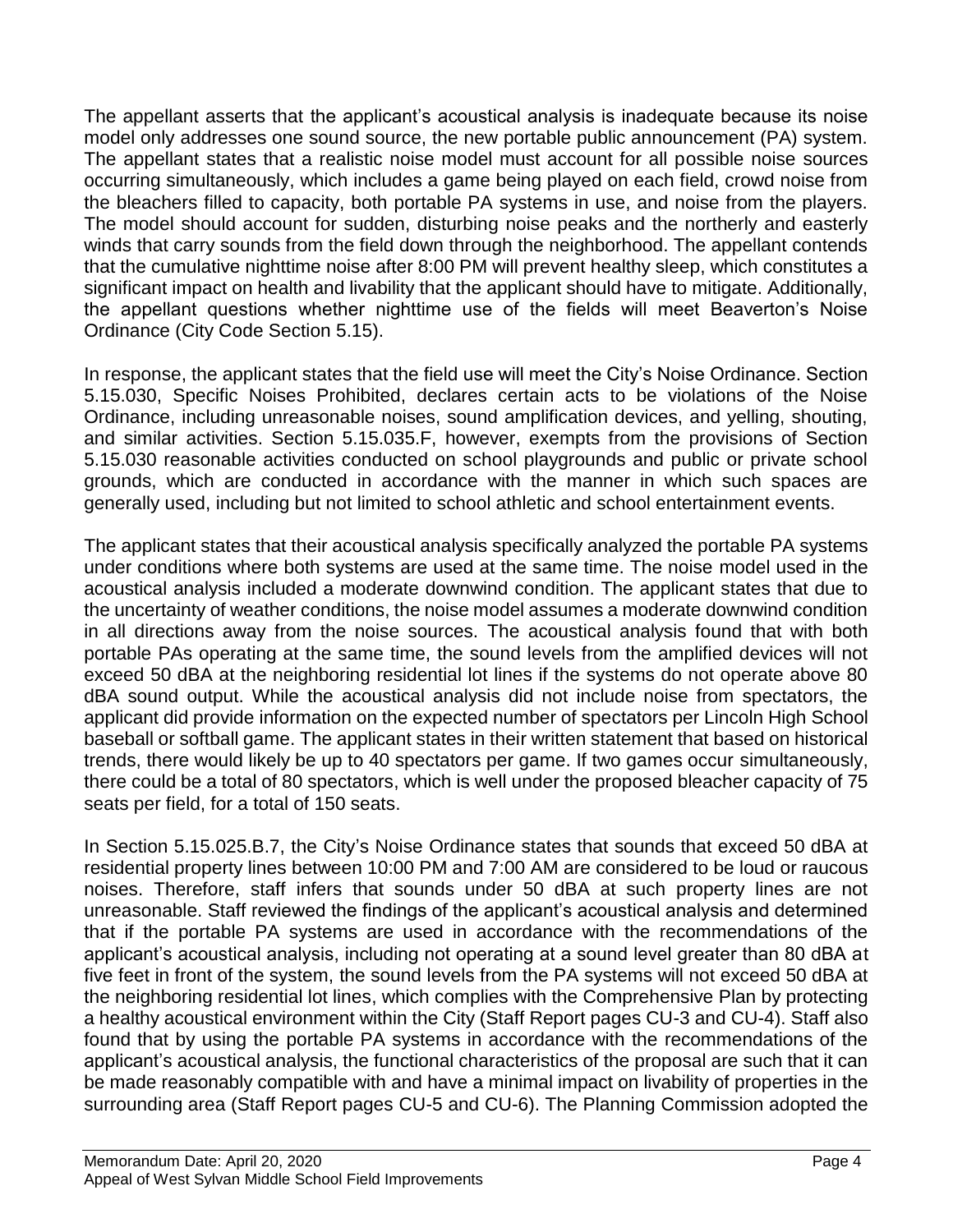The appellant asserts that the applicant's acoustical analysis is inadequate because its noise model only addresses one sound source, the new portable public announcement (PA) system. The appellant states that a realistic noise model must account for all possible noise sources occurring simultaneously, which includes a game being played on each field, crowd noise from the bleachers filled to capacity, both portable PA systems in use, and noise from the players. The model should account for sudden, disturbing noise peaks and the northerly and easterly winds that carry sounds from the field down through the neighborhood. The appellant contends that the cumulative nighttime noise after 8:00 PM will prevent healthy sleep, which constitutes a significant impact on health and livability that the applicant should have to mitigate. Additionally, the appellant questions whether nighttime use of the fields will meet Beaverton's Noise Ordinance (City Code Section 5.15).

In response, the applicant states that the field use will meet the City's Noise Ordinance. Section 5.15.030, Specific Noises Prohibited, declares certain acts to be violations of the Noise Ordinance, including unreasonable noises, sound amplification devices, and yelling, shouting, and similar activities. Section 5.15.035.F, however, exempts from the provisions of Section 5.15.030 reasonable activities conducted on school playgrounds and public or private school grounds, which are conducted in accordance with the manner in which such spaces are generally used, including but not limited to school athletic and school entertainment events.

The applicant states that their acoustical analysis specifically analyzed the portable PA systems under conditions where both systems are used at the same time. The noise model used in the acoustical analysis included a moderate downwind condition. The applicant states that due to the uncertainty of weather conditions, the noise model assumes a moderate downwind condition in all directions away from the noise sources. The acoustical analysis found that with both portable PAs operating at the same time, the sound levels from the amplified devices will not exceed 50 dBA at the neighboring residential lot lines if the systems do not operate above 80 dBA sound output. While the acoustical analysis did not include noise from spectators, the applicant did provide information on the expected number of spectators per Lincoln High School baseball or softball game. The applicant states in their written statement that based on historical trends, there would likely be up to 40 spectators per game. If two games occur simultaneously, there could be a total of 80 spectators, which is well under the proposed bleacher capacity of 75 seats per field, for a total of 150 seats.

In Section 5.15.025.B.7, the City's Noise Ordinance states that sounds that exceed 50 dBA at residential property lines between 10:00 PM and 7:00 AM are considered to be loud or raucous noises. Therefore, staff infers that sounds under 50 dBA at such property lines are not unreasonable. Staff reviewed the findings of the applicant's acoustical analysis and determined that if the portable PA systems are used in accordance with the recommendations of the applicant's acoustical analysis, including not operating at a sound level greater than 80 dBA at five feet in front of the system, the sound levels from the PA systems will not exceed 50 dBA at the neighboring residential lot lines, which complies with the Comprehensive Plan by protecting a healthy acoustical environment within the City (Staff Report pages CU-3 and CU-4). Staff also found that by using the portable PA systems in accordance with the recommendations of the applicant's acoustical analysis, the functional characteristics of the proposal are such that it can be made reasonably compatible with and have a minimal impact on livability of properties in the surrounding area (Staff Report pages CU-5 and CU-6). The Planning Commission adopted the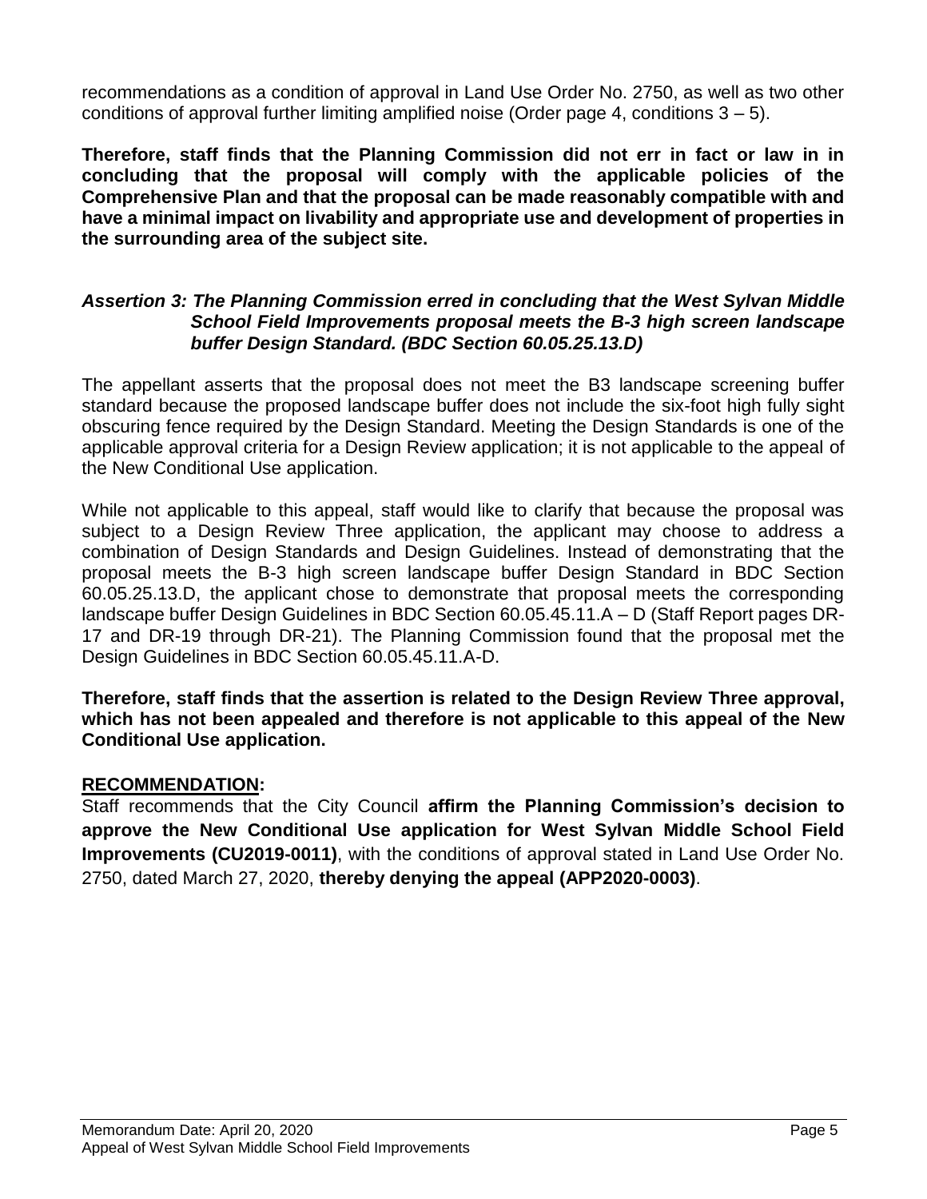recommendations as a condition of approval in Land Use Order No. 2750, as well as two other conditions of approval further limiting amplified noise (Order page 4, conditions 3 – 5).

**Therefore, staff finds that the Planning Commission did not err in fact or law in in concluding that the proposal will comply with the applicable policies of the Comprehensive Plan and that the proposal can be made reasonably compatible with and have a minimal impact on livability and appropriate use and development of properties in the surrounding area of the subject site.**

***Assertion 3: The Planning Commission erred in concluding that the West Sylvan Middle School Field Improvements proposal meets the B-3 high screen landscape buffer Design Standard. (BDC Section 60.05.25.13.D)***

The appellant asserts that the proposal does not meet the B3 landscape screening buffer standard because the proposed landscape buffer does not include the six-foot high fully sight obscuring fence required by the Design Standard. Meeting the Design Standards is one of the applicable approval criteria for a Design Review application; it is not applicable to the appeal of the New Conditional Use application.

While not applicable to this appeal, staff would like to clarify that because the proposal was subject to a Design Review Three application, the applicant may choose to address a combination of Design Standards and Design Guidelines. Instead of demonstrating that the proposal meets the B-3 high screen landscape buffer Design Standard in BDC Section 60.05.25.13.D, the applicant chose to demonstrate that proposal meets the corresponding landscape buffer Design Guidelines in BDC Section 60.05.45.11.A – D (Staff Report pages DR-17 and DR-19 through DR-21). The Planning Commission found that the proposal met the Design Guidelines in BDC Section 60.05.45.11.A-D.

**Therefore, staff finds that the assertion is related to the Design Review Three approval, which has not been appealed and therefore is not applicable to this appeal of the New Conditional Use application.**

**RECOMMENDATION:**

Staff recommends that the City Council **affirm the Planning Commission's decision to approve the New Conditional Use application for West Sylvan Middle School Field Improvements (CU2019-0011)**, with the conditions of approval stated in Land Use Order No. 2750, dated March 27, 2020, **thereby denying the appeal (APP2020-0003)**.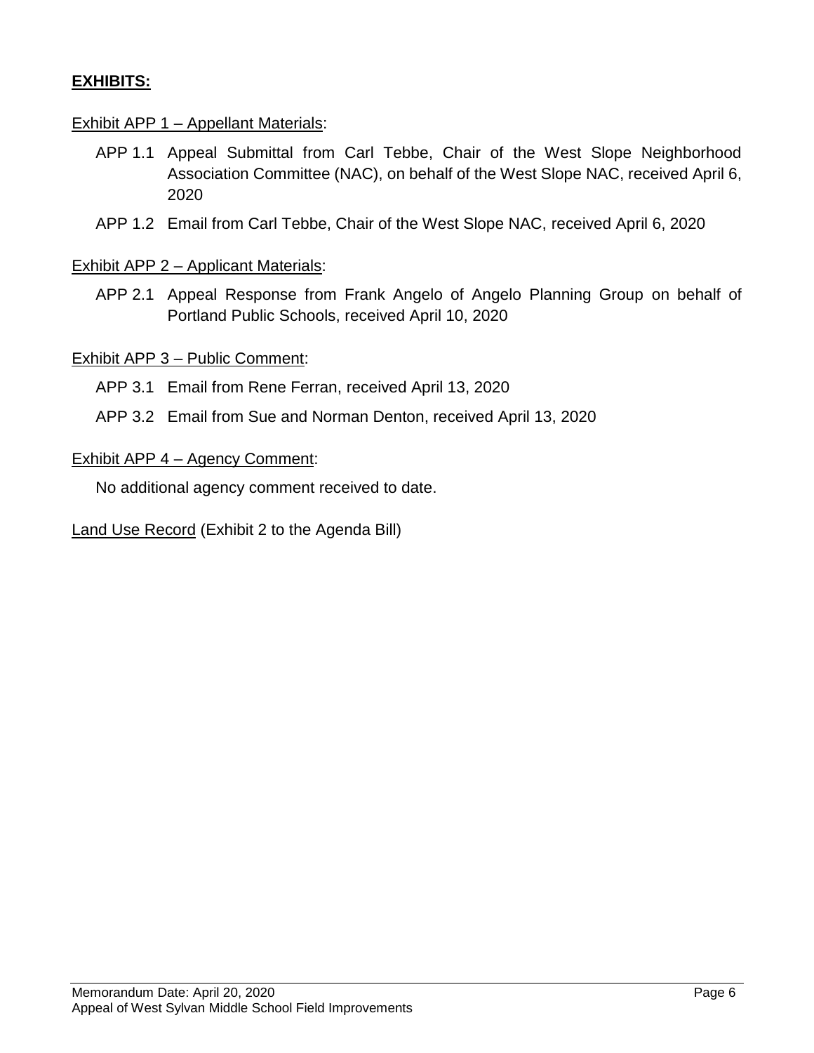## **EXHIBITS:**

Exhibit APP 1 – Appellant Materials:

- APP 1.1 Appeal Submittal from Carl Tebbe, Chair of the West Slope Neighborhood Association Committee (NAC), on behalf of the West Slope NAC, received April 6, 2020
- APP 1.2 Email from Carl Tebbe, Chair of the West Slope NAC, received April 6, 2020

Exhibit APP 2 – Applicant Materials:

- APP 2.1 Appeal Response from Frank Angelo of Angelo Planning Group on behalf of Portland Public Schools, received April 10, 2020

Exhibit APP 3 – Public Comment:

- APP 3.1 Email from Rene Ferran, received April 13, 2020
- APP 3.2 Email from Sue and Norman Denton, received April 13, 2020

Exhibit APP 4 – Agency Comment:

No additional agency comment received to date.

Land Use Record (Exhibit 2 to the Agenda Bill)